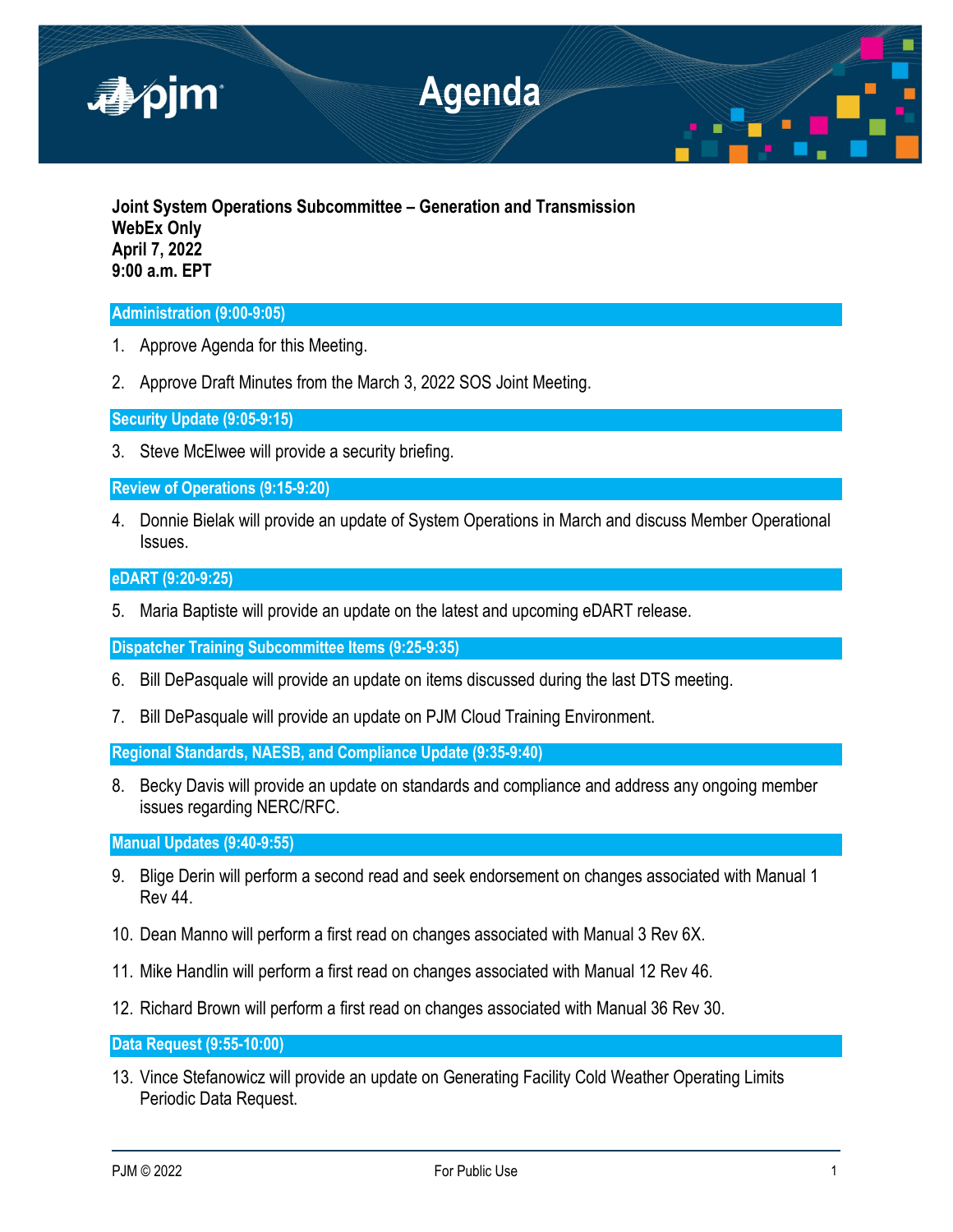# Agenda

**Joint System Operations Subcommittee – Generation and Transmission**
**WebEx Only**
**April 7, 2022**
**9:00 a.m. EPT**

## Administration (9:00-9:05)

1. Approve Agenda for this Meeting.
2. Approve Draft Minutes from the March 3, 2022 SOS Joint Meeting.

## Security Update (9:05-9:15)

3. Steve McElwee will provide a security briefing.

## Review of Operations (9:15-9:20)

4. Donnie Bielak will provide an update of System Operations in March and discuss Member Operational Issues.

## eDART (9:20-9:25)

5. Maria Baptiste will provide an update on the latest and upcoming eDART release.

## Dispatcher Training Subcommittee Items (9:25-9:35)

6. Bill DePasquale will provide an update on items discussed during the last DTS meeting.
7. Bill DePasquale will provide an update on PJM Cloud Training Environment.

## Regional Standards, NAESB, and Compliance Update (9:35-9:40)

8. Becky Davis will provide an update on standards and compliance and address any ongoing member issues regarding NERC/RFC.

## Manual Updates (9:40-9:55)

9. Blige Derin will perform a second read and seek endorsement on changes associated with Manual 1 Rev 44.
10. Dean Manno will perform a first read on changes associated with Manual 3 Rev 6X.
11. Mike Handlin will perform a first read on changes associated with Manual 12 Rev 46.
12. Richard Brown will perform a first read on changes associated with Manual 36 Rev 30.

## Data Request (9:55-10:00)

13. Vince Stefanowicz will provide an update on Generating Facility Cold Weather Operating Limits Periodic Data Request.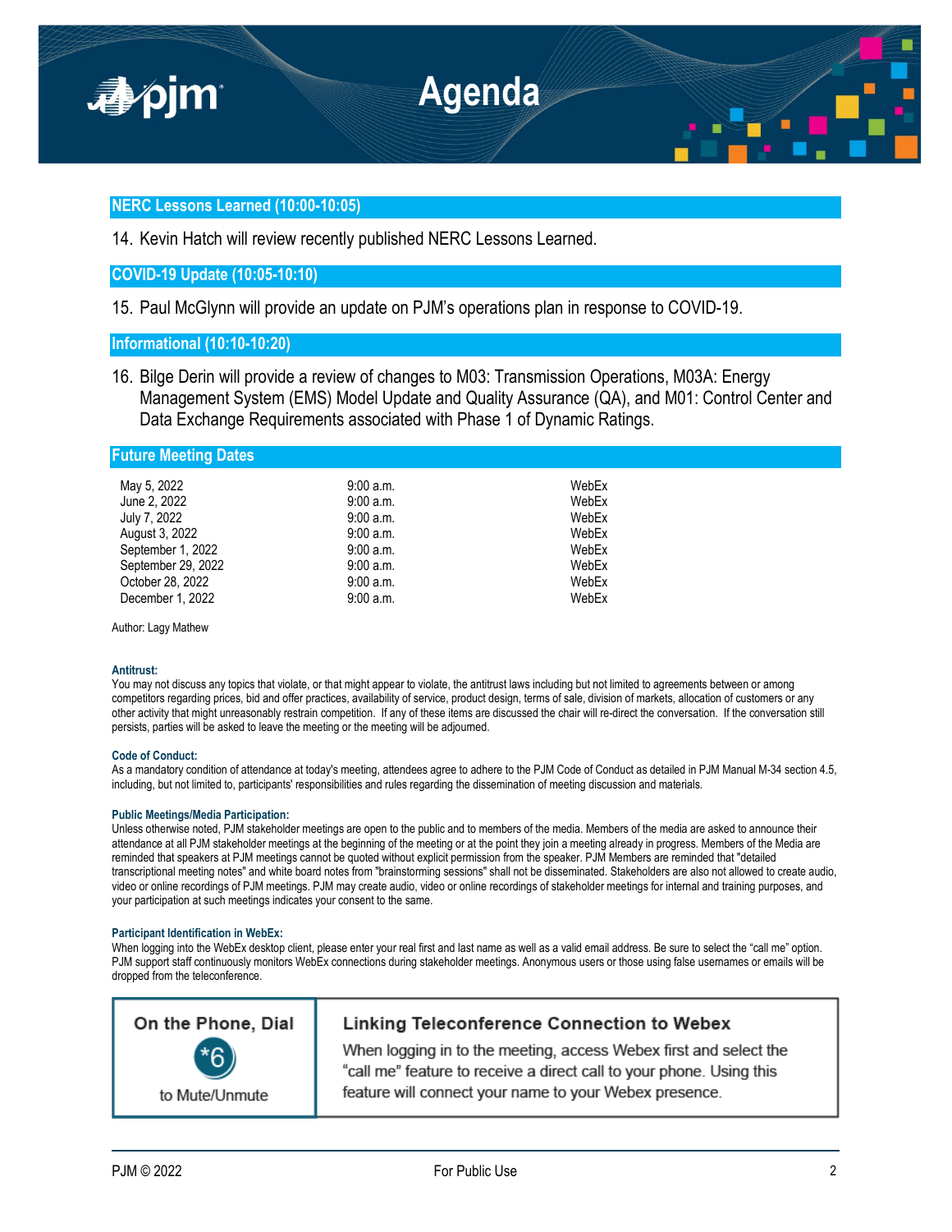## NERC Lessons Learned (10:00-10:05)

14. Kevin Hatch will review recently published NERC Lessons Learned.

## COVID-19 Update (10:05-10:10)

15. Paul McGlynn will provide an update on PJM's operations plan in response to COVID-19.

## Informational (10:10-10:20)

16. Bilge Derin will provide a review of changes to M03: Transmission Operations, M03A: Energy Management System (EMS) Model Update and Quality Assurance (QA), and M01: Control Center and Data Exchange Requirements associated with Phase 1 of Dynamic Ratings.

## Future Meeting Dates

| | | |
|---|---|---|
| May 5, 2022 | 9:00 a.m. | WebEx |
| June 2, 2022 | 9:00 a.m. | WebEx |
| July 7, 2022 | 9:00 a.m. | WebEx |
| August 3, 2022 | 9:00 a.m. | WebEx |
| September 1, 2022 | 9:00 a.m. | WebEx |
| September 29, 2022 | 9:00 a.m. | WebEx |
| October 28, 2022 | 9:00 a.m. | WebEx |
| December 1, 2022 | 9:00 a.m. | WebEx |

Author: Lagy Mathew

**Antitrust:**
You may not discuss any topics that violate, or that might appear to violate, the antitrust laws including but not limited to agreements between or among competitors regarding prices, bid and offer practices, availability of service, product design, terms of sale, division of markets, allocation of customers or any other activity that might unreasonably restrain competition. If any of these items are discussed the chair will re-direct the conversation. If the conversation still persists, parties will be asked to leave the meeting or the meeting will be adjourned.

**Code of Conduct:**
As a mandatory condition of attendance at today's meeting, attendees agree to adhere to the PJM Code of Conduct as detailed in PJM Manual M-34 section 4.5, including, but not limited to, participants' responsibilities and rules regarding the dissemination of meeting discussion and materials.

**Public Meetings/Media Participation:**
Unless otherwise noted, PJM stakeholder meetings are open to the public and to members of the media. Members of the media are asked to announce their attendance at all PJM stakeholder meetings at the beginning of the meeting or at the point they join a meeting already in progress. Members of the Media are reminded that speakers at PJM meetings cannot be quoted without explicit permission from the speaker. PJM Members are reminded that "detailed transcriptional meeting notes" and white board notes from "brainstorming sessions" shall not be disseminated. Stakeholders are also not allowed to create audio, video or online recordings of PJM meetings. PJM may create audio, video or online recordings of stakeholder meetings for internal and training purposes, and your participation at such meetings indicates your consent to the same.

**Participant Identification in WebEx:**
When logging into the WebEx desktop client, please enter your real first and last name as well as a valid email address. Be sure to select the "call me" option. PJM support staff continuously monitors WebEx connections during stakeholder meetings. Anonymous users or those using false usernames or emails will be dropped from the teleconference.

| On the Phone, Dial *6 to Mute/Unmute | **Linking Teleconference Connection to Webex** When logging in to the meeting, access Webex first and select the "call me" feature to receive a direct call to your phone. Using this feature will connect your name to your Webex presence. |
|---|---|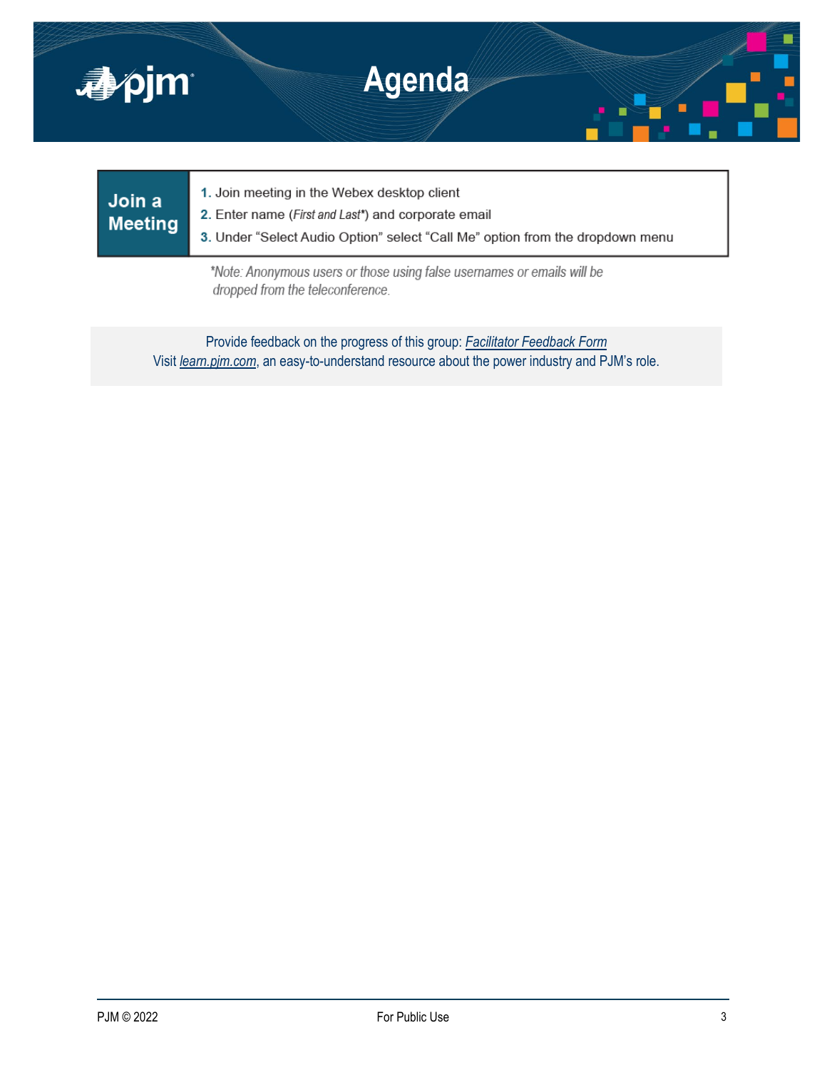# Agenda

| Join a Meeting | |
|---|---|
| | 1. Join meeting in the Webex desktop client<br>2. Enter name (*First and Last**) and corporate email<br>3. Under "Select Audio Option" select "Call Me" option from the dropdown menu |

*\*Note: Anonymous users or those using false usernames or emails will be dropped from the teleconference.*

Provide feedback on the progress of this group: *Facilitator Feedback Form*

Visit *learn.pjm.com*, an easy-to-understand resource about the power industry and PJM's role.